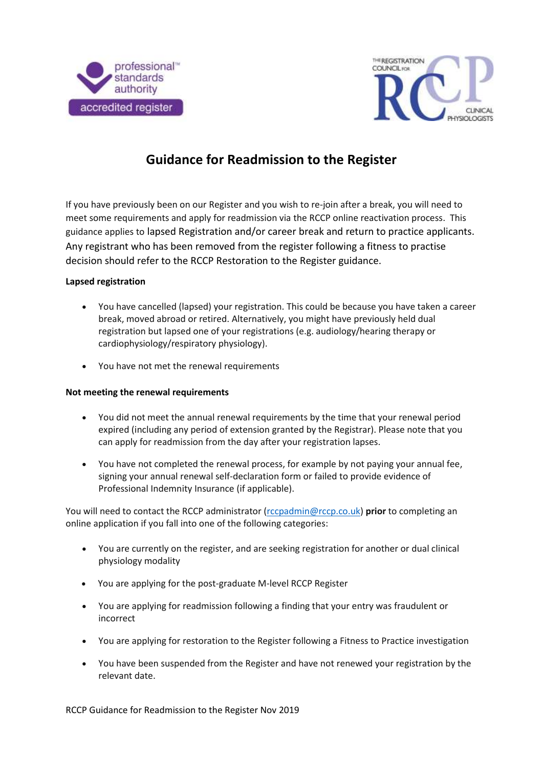# Guidance for Readmission to the Register

If you have previously been on our Register and you wish to re-join after a break, you will need to meet some requirements and apply for readmission via the RCCP online reactivation process. This guidance applies to lapsed Registration and/or career break and return to practice applicants. Any registrant who has been removed from the register following a fitness to practise decision should refer to the RCCP Restoration to the Register guidance.

**Lapsed registration**

- You have cancelled (lapsed) your registration. This could be because you have taken a career break, moved abroad or retired. Alternatively, you might have previously held dual registration but lapsed one of your registrations (e.g. audiology/hearing therapy or cardiophysiology/respiratory physiology).
- You have not met the renewal requirements

**Not meeting the renewal requirements**

- You did not meet the annual renewal requirements by the time that your renewal period expired (including any period of extension granted by the Registrar). Please note that you can apply for readmission from the day after your registration lapses.
- You have not completed the renewal process, for example by not paying your annual fee, signing your annual renewal self-declaration form or failed to provide evidence of Professional Indemnity Insurance (if applicable).

You will need to contact the RCCP administrator (rccpadmin@rccp.co.uk) **prior** to completing an online application if you fall into one of the following categories:

- You are currently on the register, and are seeking registration for another or dual clinical physiology modality
- You are applying for the post-graduate M-level RCCP Register
- You are applying for readmission following a finding that your entry was fraudulent or incorrect
- You are applying for restoration to the Register following a Fitness to Practice investigation
- You have been suspended from the Register and have not renewed your registration by the relevant date.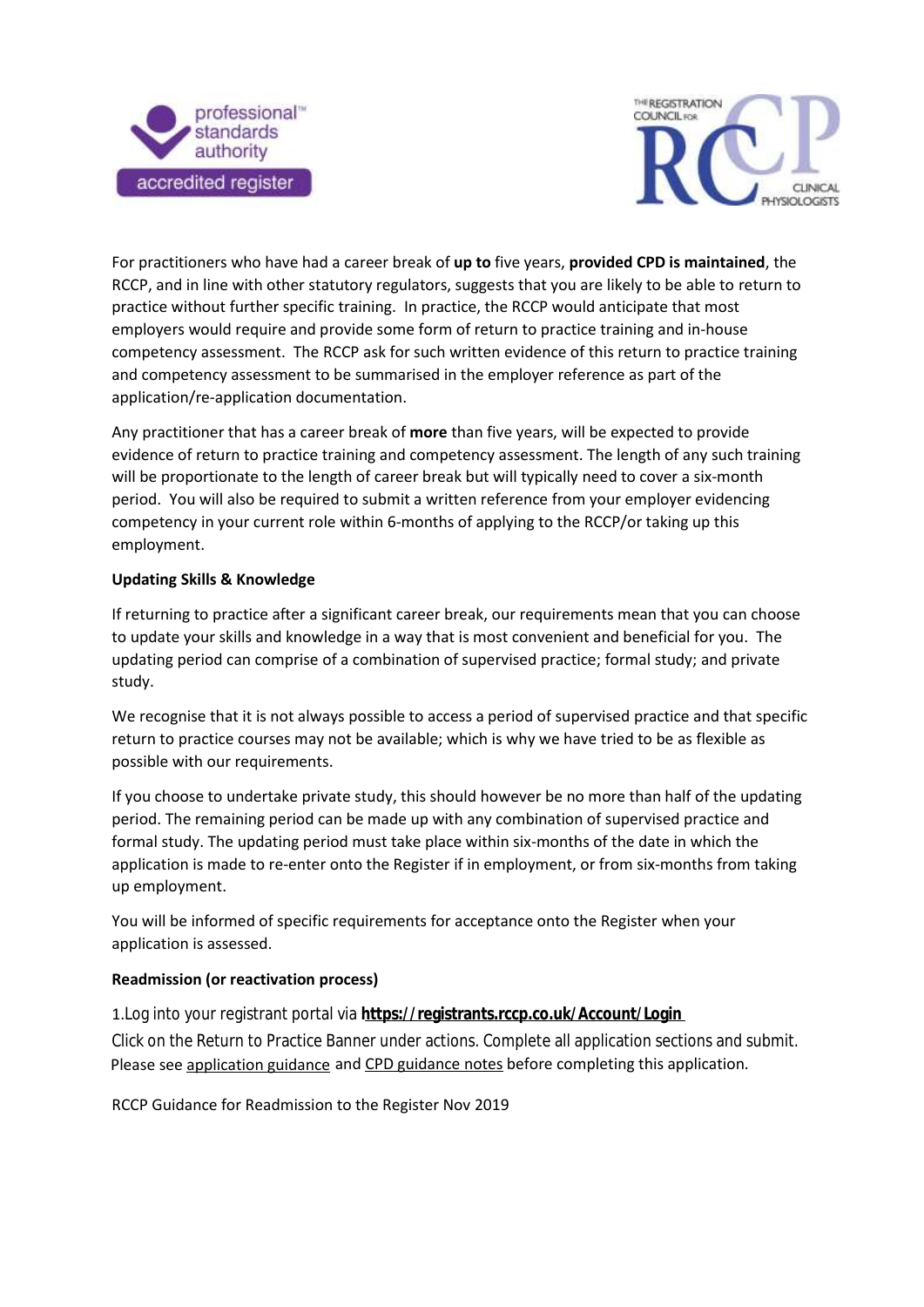For practitioners who have had a career break of **up to** five years, **provided CPD is maintained**, the RCCP, and in line with other statutory regulators, suggests that you are likely to be able to return to practice without further specific training. In practice, the RCCP would anticipate that most employers would require and provide some form of return to practice training and in-house competency assessment. The RCCP ask for such written evidence of this return to practice training and competency assessment to be summarised in the employer reference as part of the application/re-application documentation.

Any practitioner that has a career break of **more** than five years, will be expected to provide evidence of return to practice training and competency assessment. The length of any such training will be proportionate to the length of career break but will typically need to cover a six-month period. You will also be required to submit a written reference from your employer evidencing competency in your current role within 6-months of applying to the RCCP/or taking up this employment.

**Updating Skills & Knowledge**

If returning to practice after a significant career break, our requirements mean that you can choose to update your skills and knowledge in a way that is most convenient and beneficial for you. The updating period can comprise of a combination of supervised practice; formal study; and private study.

We recognise that it is not always possible to access a period of supervised practice and that specific return to practice courses may not be available; which is why we have tried to be as flexible as possible with our requirements.

If you choose to undertake private study, this should however be no more than half of the updating period. The remaining period can be made up with any combination of supervised practice and formal study. The updating period must take place within six-months of the date in which the application is made to re-enter onto the Register if in employment, or from six-months from taking up employment.

You will be informed of specific requirements for acceptance onto the Register when your application is assessed.

**Readmission (or reactivation process)**

1.Log into your registrant portal via **https://registrants.rccp.co.uk/Account/Login**
Click on the Return to Practice Banner under actions. Complete all application sections and submit.
Please see application guidance and CPD guidance notes before completing this application.

RCCP Guidance for Readmission to the Register Nov 2019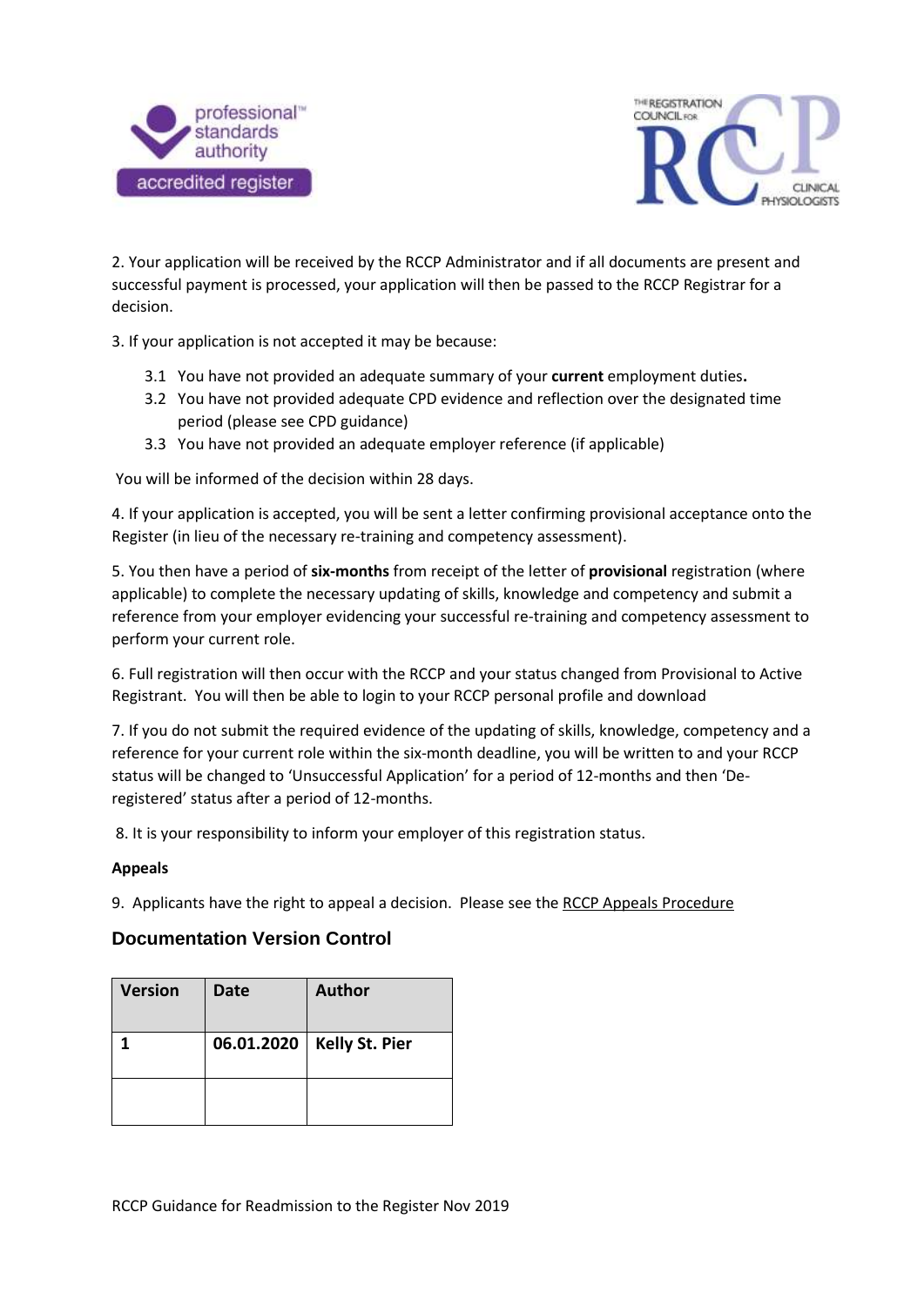2. Your application will be received by the RCCP Administrator and if all documents are present and successful payment is processed, your application will then be passed to the RCCP Registrar for a decision.

3. If your application is not accepted it may be because:

3.1 You have not provided an adequate summary of your **current** employment duties**.**

3.2 You have not provided adequate CPD evidence and reflection over the designated time period (please see CPD guidance)

3.3 You have not provided an adequate employer reference (if applicable)

You will be informed of the decision within 28 days.

4. If your application is accepted, you will be sent a letter confirming provisional acceptance onto the Register (in lieu of the necessary re-training and competency assessment).

5. You then have a period of **six-months** from receipt of the letter of **provisional** registration (where applicable) to complete the necessary updating of skills, knowledge and competency and submit a reference from your employer evidencing your successful re-training and competency assessment to perform your current role.

6. Full registration will then occur with the RCCP and your status changed from Provisional to Active Registrant. You will then be able to login to your RCCP personal profile and download

7. If you do not submit the required evidence of the updating of skills, knowledge, competency and a reference for your current role within the six-month deadline, you will be written to and your RCCP status will be changed to 'Unsuccessful Application' for a period of 12-months and then 'De-registered' status after a period of 12-months.

8. It is your responsibility to inform your employer of this registration status.

**Appeals**

9. Applicants have the right to appeal a decision. Please see the RCCP Appeals Procedure

## Documentation Version Control

| Version | Date | Author |
|---|---|---|
| **1** | **06.01.2020** | **Kelly St. Pier** |
| | | |

RCCP Guidance for Readmission to the Register Nov 2019